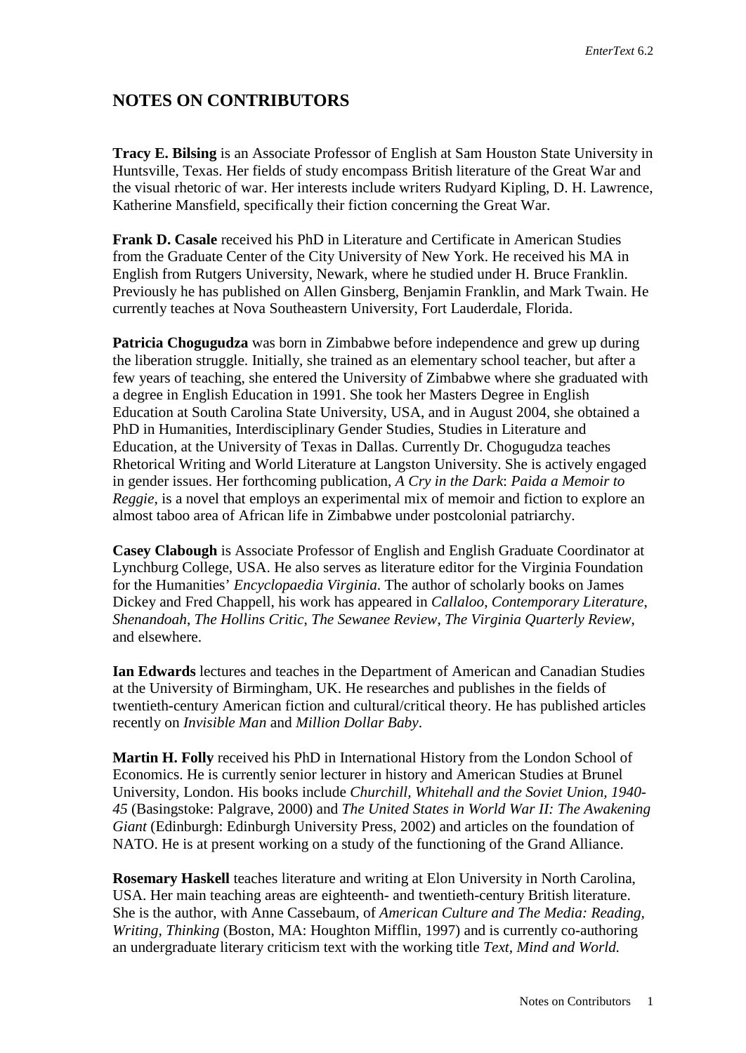# NOTES ON CONTRIBUTORS

**Tracy E. Bilsing** is an Associate Professor of English at Sam Houston State University in Huntsville, Texas. Her fields of study encompass British literature of the Great War and the visual rhetoric of war. Her interests include writers Rudyard Kipling, D. H. Lawrence, Katherine Mansfield, specifically their fiction concerning the Great War.

**Frank D. Casale** received his PhD in Literature and Certificate in American Studies from the Graduate Center of the City University of New York. He received his MA in English from Rutgers University, Newark, where he studied under H. Bruce Franklin. Previously he has published on Allen Ginsberg, Benjamin Franklin, and Mark Twain. He currently teaches at Nova Southeastern University, Fort Lauderdale, Florida.

**Patricia Chogugudza** was born in Zimbabwe before independence and grew up during the liberation struggle. Initially, she trained as an elementary school teacher, but after a few years of teaching, she entered the University of Zimbabwe where she graduated with a degree in English Education in 1991. She took her Masters Degree in English Education at South Carolina State University, USA, and in August 2004, she obtained a PhD in Humanities, Interdisciplinary Gender Studies, Studies in Literature and Education, at the University of Texas in Dallas. Currently Dr. Chogugudza teaches Rhetorical Writing and World Literature at Langston University. She is actively engaged in gender issues. Her forthcoming publication, *A Cry in the Dark*: *Paida a Memoir to Reggie*, is a novel that employs an experimental mix of memoir and fiction to explore an almost taboo area of African life in Zimbabwe under postcolonial patriarchy.

**Casey Clabough** is Associate Professor of English and English Graduate Coordinator at Lynchburg College, USA. He also serves as literature editor for the Virginia Foundation for the Humanities' *Encyclopaedia Virginia*. The author of scholarly books on James Dickey and Fred Chappell, his work has appeared in *Callaloo*, *Contemporary Literature*, *Shenandoah*, *The Hollins Critic*, *The Sewanee Review*, *The Virginia Quarterly Review*, and elsewhere.

**Ian Edwards** lectures and teaches in the Department of American and Canadian Studies at the University of Birmingham, UK. He researches and publishes in the fields of twentieth-century American fiction and cultural/critical theory. He has published articles recently on *Invisible Man* and *Million Dollar Baby*.

**Martin H. Folly** received his PhD in International History from the London School of Economics. He is currently senior lecturer in history and American Studies at Brunel University, London. His books include *Churchill, Whitehall and the Soviet Union, 1940-45* (Basingstoke: Palgrave, 2000) and *The United States in World War II: The Awakening Giant* (Edinburgh: Edinburgh University Press, 2002) and articles on the foundation of NATO. He is at present working on a study of the functioning of the Grand Alliance.

**Rosemary Haskell** teaches literature and writing at Elon University in North Carolina, USA. Her main teaching areas are eighteenth- and twentieth-century British literature. She is the author, with Anne Cassebaum, of *American Culture and The Media: Reading, Writing, Thinking* (Boston, MA: Houghton Mifflin, 1997) and is currently co-authoring an undergraduate literary criticism text with the working title *Text, Mind and World.*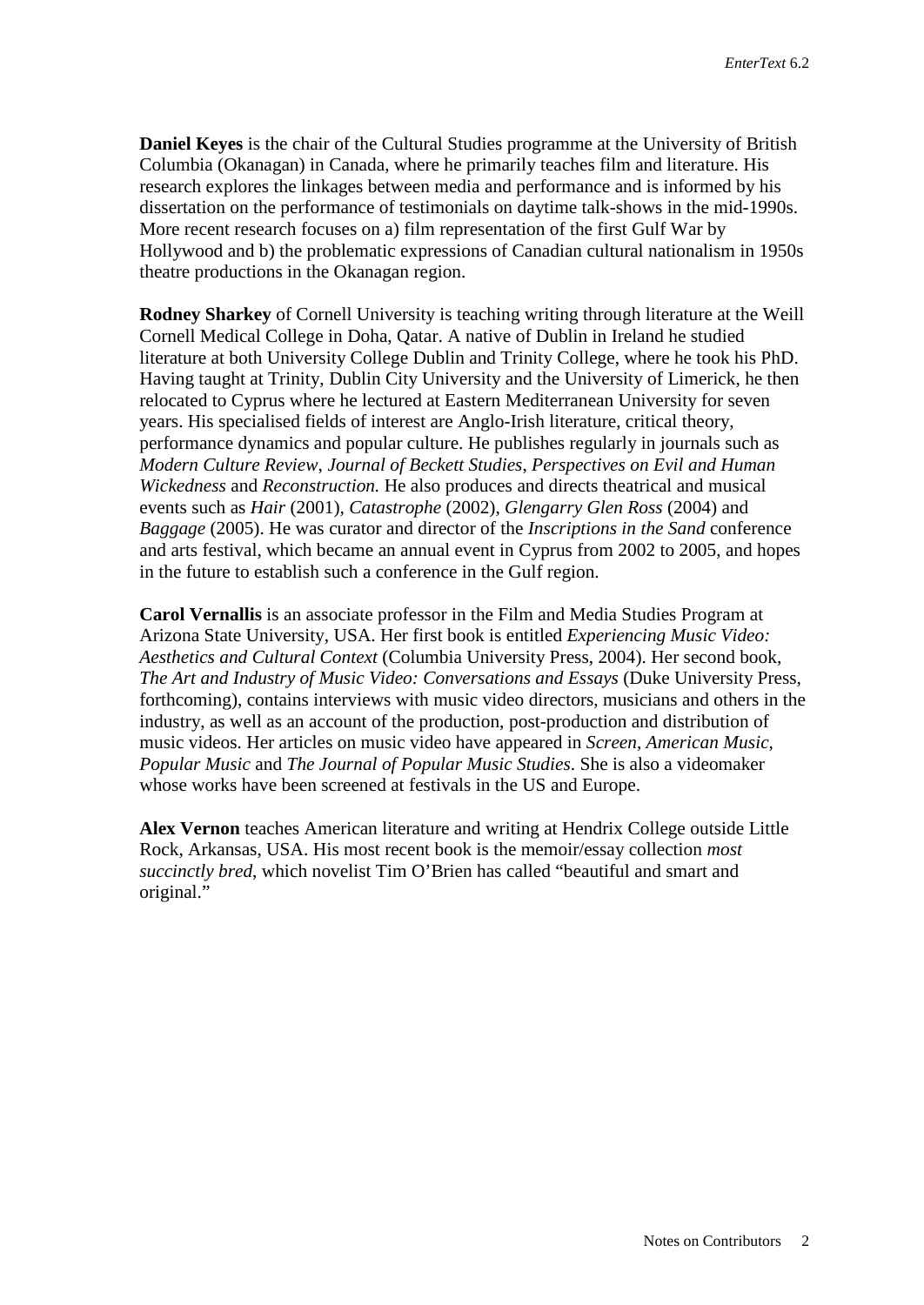**Daniel Keyes** is the chair of the Cultural Studies programme at the University of British Columbia (Okanagan) in Canada, where he primarily teaches film and literature. His research explores the linkages between media and performance and is informed by his dissertation on the performance of testimonials on daytime talk-shows in the mid-1990s. More recent research focuses on a) film representation of the first Gulf War by Hollywood and b) the problematic expressions of Canadian cultural nationalism in 1950s theatre productions in the Okanagan region.

**Rodney Sharkey** of Cornell University is teaching writing through literature at the Weill Cornell Medical College in Doha, Qatar. A native of Dublin in Ireland he studied literature at both University College Dublin and Trinity College, where he took his PhD. Having taught at Trinity, Dublin City University and the University of Limerick, he then relocated to Cyprus where he lectured at Eastern Mediterranean University for seven years. His specialised fields of interest are Anglo-Irish literature, critical theory, performance dynamics and popular culture. He publishes regularly in journals such as *Modern Culture Review*, *Journal of Beckett Studies*, *Perspectives on Evil and Human Wickedness* and *Reconstruction.* He also produces and directs theatrical and musical events such as *Hair* (2001), *Catastrophe* (2002), *Glengarry Glen Ross* (2004) and *Baggage* (2005). He was curator and director of the *Inscriptions in the Sand* conference and arts festival, which became an annual event in Cyprus from 2002 to 2005, and hopes in the future to establish such a conference in the Gulf region.

**Carol Vernallis** is an associate professor in the Film and Media Studies Program at Arizona State University, USA. Her first book is entitled *Experiencing Music Video: Aesthetics and Cultural Context* (Columbia University Press, 2004). Her second book, *The Art and Industry of Music Video: Conversations and Essays* (Duke University Press, forthcoming), contains interviews with music video directors, musicians and others in the industry, as well as an account of the production, post-production and distribution of music videos. Her articles on music video have appeared in *Screen*, *American Music*, *Popular Music* and *The Journal of Popular Music Studies*. She is also a videomaker whose works have been screened at festivals in the US and Europe.

**Alex Vernon** teaches American literature and writing at Hendrix College outside Little Rock, Arkansas, USA. His most recent book is the memoir/essay collection *most succinctly bred*, which novelist Tim O'Brien has called "beautiful and smart and original."